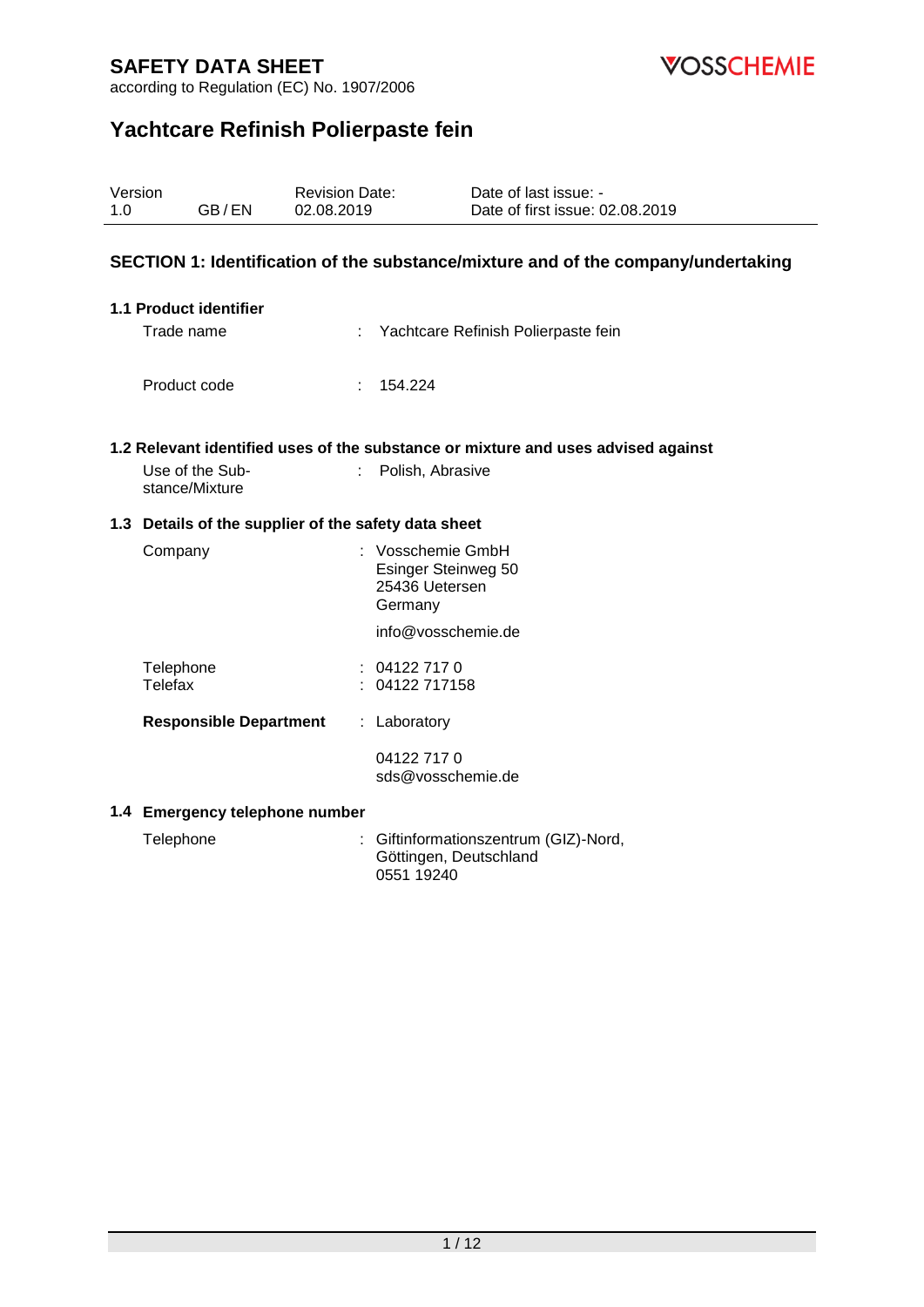# SAFETY DATA SHEET

according to Regulation (EC) No. 1907/2006

VOSSCHEMIE

## Yachtcare Refinish Polierpaste fein

| Version | | Revision Date: | Date of last issue: - |
|---|---|---|---|
| 1.0 | GB / EN | 02.08.2019 | Date of first issue: 02.08.2019 |

## SECTION 1: Identification of the substance/mixture and of the company/undertaking

### 1.1 Product identifier

Trade name : Yachtcare Refinish Polierpaste fein

Product code : 154.224

### 1.2 Relevant identified uses of the substance or mixture and uses advised against

Use of the Substance/Mixture : Polish, Abrasive

### 1.3 Details of the supplier of the safety data sheet

Company : Vosschemie GmbH
Esinger Steinweg 50
25436 Uetersen
Germany

info@vosschemie.de

Telephone : 04122 717 0
Telefax : 04122 717158

**Responsible Department** : Laboratory

04122 717 0
sds@vosschemie.de

### 1.4 Emergency telephone number

Telephone : Giftinformationszentrum (GIZ)-Nord, Göttingen, Deutschland
0551 19240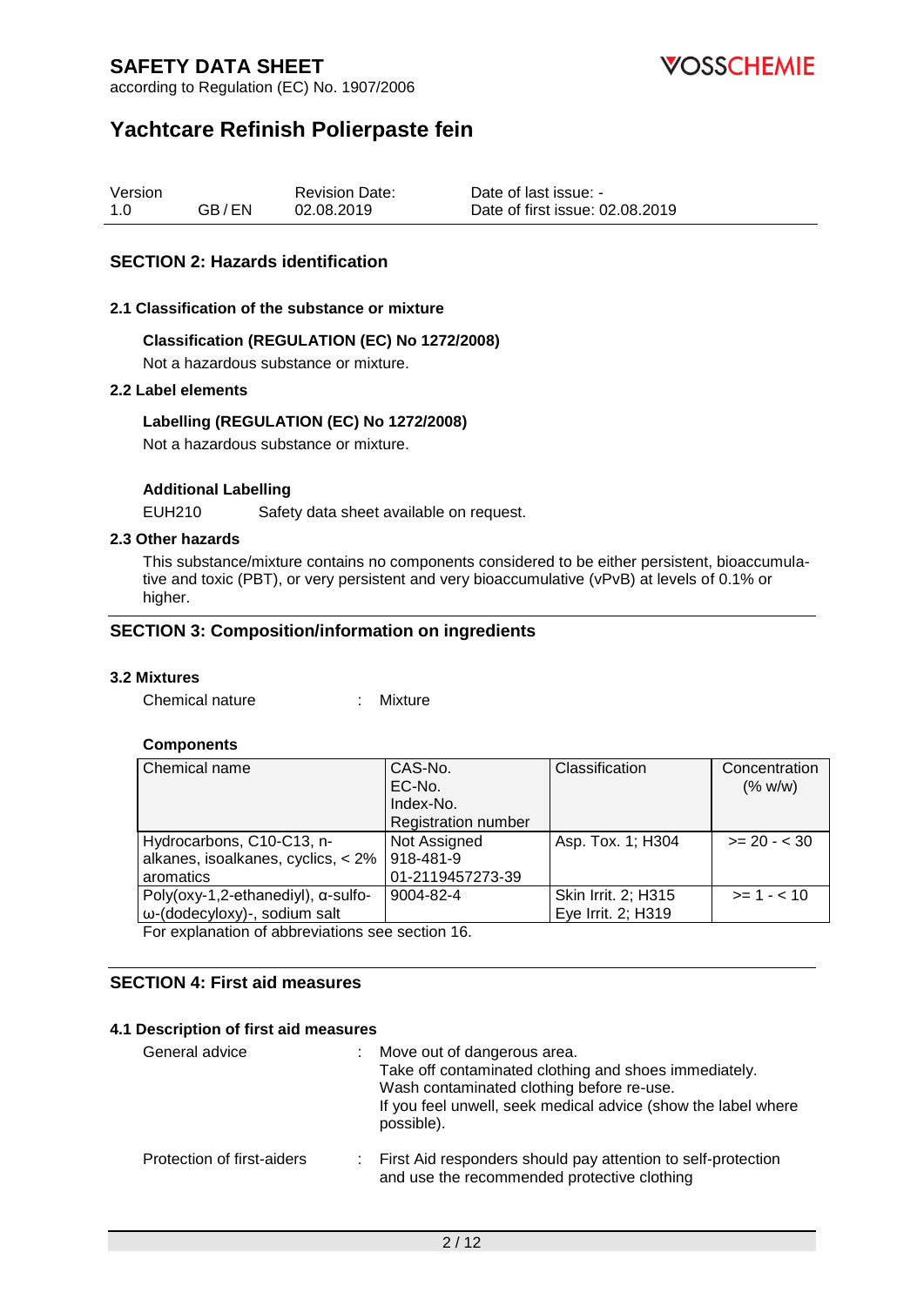## SECTION 2: Hazards identification

### 2.1 Classification of the substance or mixture

**Classification (REGULATION (EC) No 1272/2008)**

Not a hazardous substance or mixture.

### 2.2 Label elements

**Labelling (REGULATION (EC) No 1272/2008)**

Not a hazardous substance or mixture.

**Additional Labelling**

EUH210 Safety data sheet available on request.

### 2.3 Other hazards

This substance/mixture contains no components considered to be either persistent, bioaccumulative and toxic (PBT), or very persistent and very bioaccumulative (vPvB) at levels of 0.1% or higher.

## SECTION 3: Composition/information on ingredients

### 3.2 Mixtures

Chemical nature : Mixture

**Components**

| Chemical name | CAS-No.<br>EC-No.<br>Index-No.<br>Registration number | Classification | Concentration (% w/w) |
|---|---|---|---|
| Hydrocarbons, C10-C13, n-alkanes, isoalkanes, cyclics, < 2% aromatics | Not Assigned<br>918-481-9<br>01-2119457273-39 | Asp. Tox. 1; H304 | >= 20 - < 30 |
| Poly(oxy-1,2-ethanediyl), α-sulfo-ω-(dodecyloxy)-, sodium salt | 9004-82-4 | Skin Irrit. 2; H315<br>Eye Irrit. 2; H319 | >= 1 - < 10 |

For explanation of abbreviations see section 16.

## SECTION 4: First aid measures

### 4.1 Description of first aid measures

General advice : Move out of dangerous area.
Take off contaminated clothing and shoes immediately.
Wash contaminated clothing before re-use.
If you feel unwell, seek medical advice (show the label where possible).

Protection of first-aiders : First Aid responders should pay attention to self-protection and use the recommended protective clothing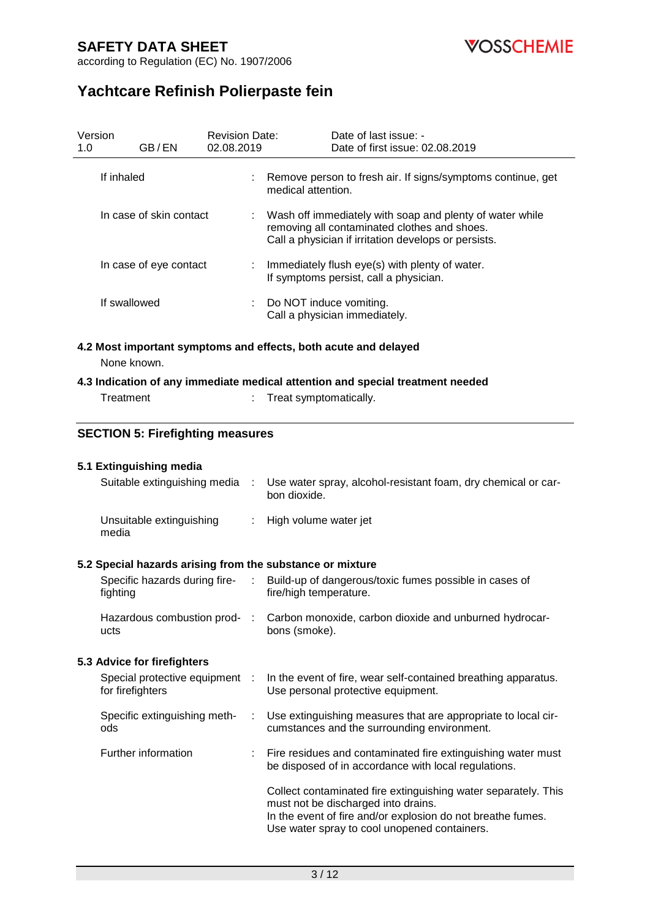| | | |
|---|---|---|
| If inhaled | : | Remove person to fresh air. If signs/symptoms continue, get medical attention. |
| In case of skin contact | : | Wash off immediately with soap and plenty of water while removing all contaminated clothes and shoes. Call a physician if irritation develops or persists. |
| In case of eye contact | : | Immediately flush eye(s) with plenty of water. If symptoms persist, call a physician. |
| If swallowed | : | Do NOT induce vomiting. Call a physician immediately. |

**4.2 Most important symptoms and effects, both acute and delayed**

None known.

**4.3 Indication of any immediate medical attention and special treatment needed**

| | | |
|---|---|---|
| Treatment | : | Treat symptomatically. |

## SECTION 5: Firefighting measures

**5.1 Extinguishing media**

| | | |
|---|---|---|
| Suitable extinguishing media | : | Use water spray, alcohol-resistant foam, dry chemical or carbon dioxide. |
| Unsuitable extinguishing media | : | High volume water jet |

**5.2 Special hazards arising from the substance or mixture**

| | | |
|---|---|---|
| Specific hazards during firefighting | : | Build-up of dangerous/toxic fumes possible in cases of fire/high temperature. |
| Hazardous combustion products | : | Carbon monoxide, carbon dioxide and unburned hydrocarbons (smoke). |

**5.3 Advice for firefighters**

| | | |
|---|---|---|
| Special protective equipment for firefighters | : | In the event of fire, wear self-contained breathing apparatus. Use personal protective equipment. |
| Specific extinguishing methods | : | Use extinguishing measures that are appropriate to local circumstances and the surrounding environment. |
| Further information | : | Fire residues and contaminated fire extinguishing water must be disposed of in accordance with local regulations.<br><br>Collect contaminated fire extinguishing water separately. This must not be discharged into drains.<br>In the event of fire and/or explosion do not breathe fumes.<br>Use water spray to cool unopened containers. |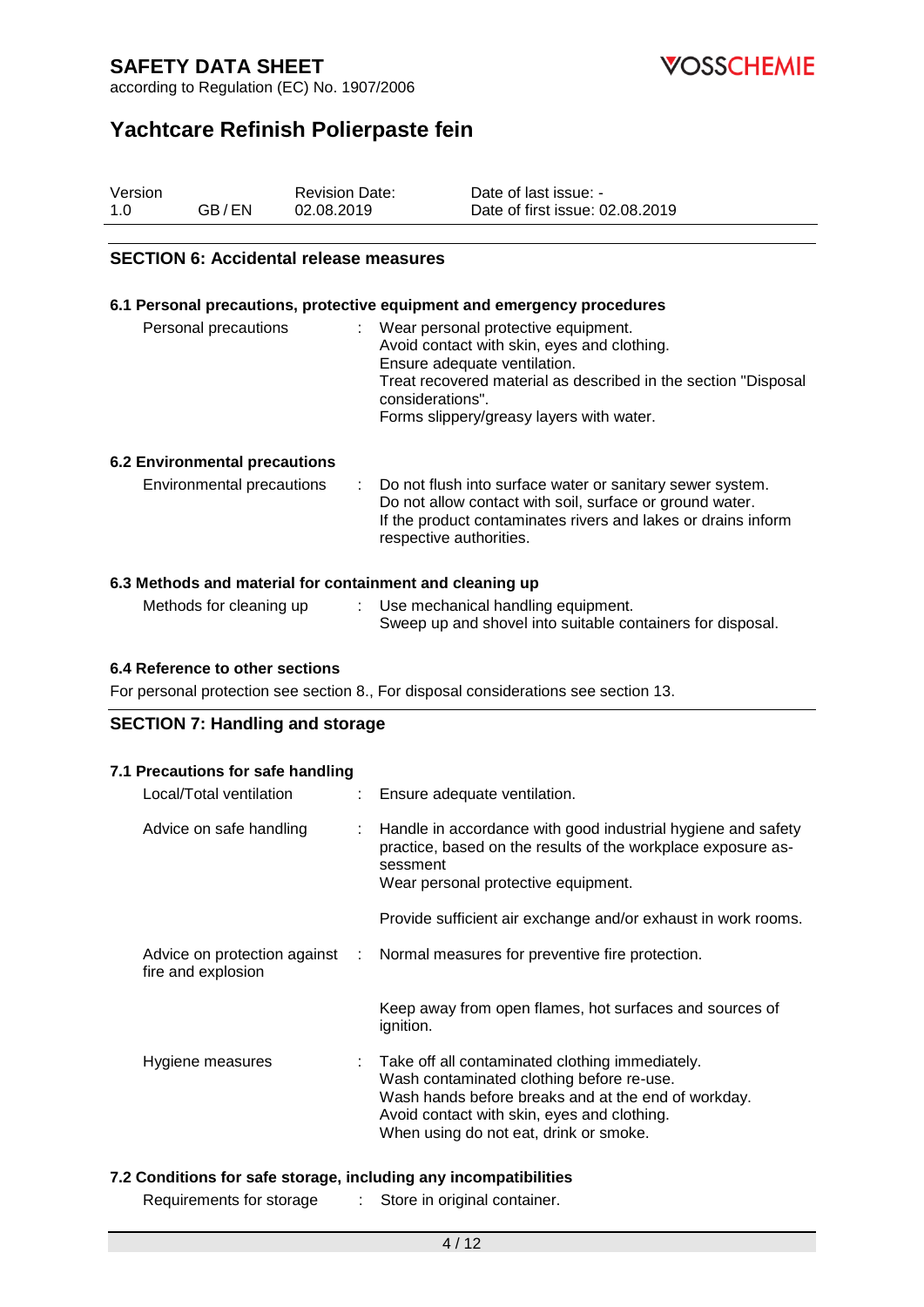## SECTION 6: Accidental release measures

### 6.1 Personal precautions, protective equipment and emergency procedures

| | | |
|---|---|---|
| Personal precautions | : | Wear personal protective equipment.<br>Avoid contact with skin, eyes and clothing.<br>Ensure adequate ventilation.<br>Treat recovered material as described in the section "Disposal considerations".<br>Forms slippery/greasy layers with water. |

### 6.2 Environmental precautions

| | | |
|---|---|---|
| Environmental precautions | : | Do not flush into surface water or sanitary sewer system.<br>Do not allow contact with soil, surface or ground water.<br>If the product contaminates rivers and lakes or drains inform respective authorities. |

### 6.3 Methods and material for containment and cleaning up

| | | |
|---|---|---|
| Methods for cleaning up | : | Use mechanical handling equipment.<br>Sweep up and shovel into suitable containers for disposal. |

### 6.4 Reference to other sections

For personal protection see section 8., For disposal considerations see section 13.

## SECTION 7: Handling and storage

### 7.1 Precautions for safe handling

| | | |
|---|---|---|
| Local/Total ventilation | : | Ensure adequate ventilation. |
| Advice on safe handling | : | Handle in accordance with good industrial hygiene and safety practice, based on the results of the workplace exposure assessment<br>Wear personal protective equipment.<br><br>Provide sufficient air exchange and/or exhaust in work rooms. |
| Advice on protection against fire and explosion | : | Normal measures for preventive fire protection.<br><br>Keep away from open flames, hot surfaces and sources of ignition. |
| Hygiene measures | : | Take off all contaminated clothing immediately.<br>Wash contaminated clothing before re-use.<br>Wash hands before breaks and at the end of workday.<br>Avoid contact with skin, eyes and clothing.<br>When using do not eat, drink or smoke. |

### 7.2 Conditions for safe storage, including any incompatibilities

| | | |
|---|---|---|
| Requirements for storage | : | Store in original container. |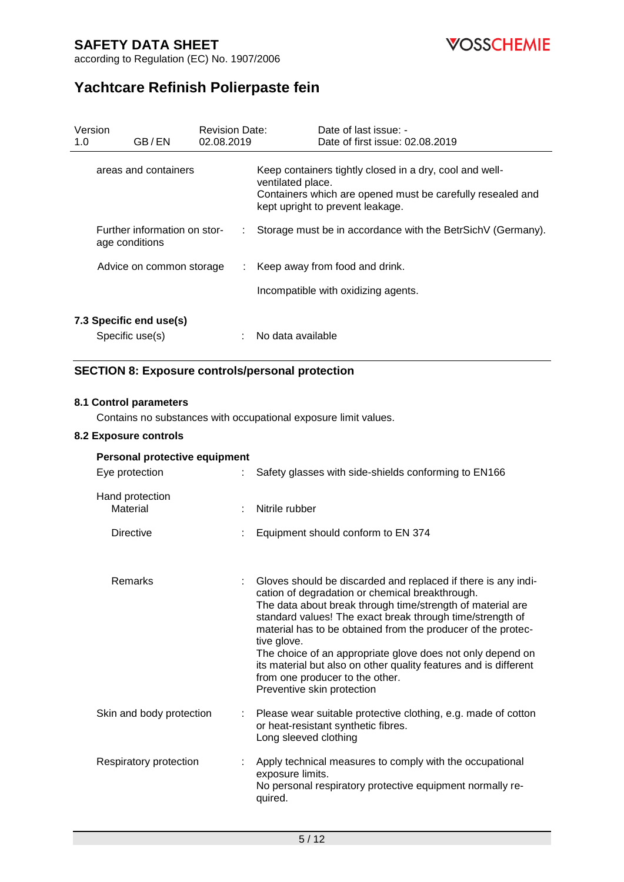| | | |
|---|---|---|
| areas and containers | | Keep containers tightly closed in a dry, cool and well-ventilated place.<br>Containers which are opened must be carefully resealed and kept upright to prevent leakage. |
| Further information on storage conditions | : | Storage must be in accordance with the BetrSichV (Germany). |
| Advice on common storage | : | Keep away from food and drink.<br><br>Incompatible with oxidizing agents. |

### 7.3 Specific end use(s)

| | | |
|---|---|---|
| Specific use(s) | : | No data available |

## SECTION 8: Exposure controls/personal protection

### 8.1 Control parameters

Contains no substances with occupational exposure limit values.

### 8.2 Exposure controls

**Personal protective equipment**

| | | |
|---|---|---|
| Eye protection | : | Safety glasses with side-shields conforming to EN166 |
| Hand protection<br>Material | : | Nitrile rubber |
| Directive | : | Equipment should conform to EN 374 |
| Remarks | : | Gloves should be discarded and replaced if there is any indication of degradation or chemical breakthrough.<br>The data about break through time/strength of material are standard values! The exact break through time/strength of material has to be obtained from the producer of the protective glove.<br>The choice of an appropriate glove does not only depend on its material but also on other quality features and is different from one producer to the other.<br>Preventive skin protection |
| Skin and body protection | : | Please wear suitable protective clothing, e.g. made of cotton or heat-resistant synthetic fibres.<br>Long sleeved clothing |
| Respiratory protection | : | Apply technical measures to comply with the occupational exposure limits.<br>No personal respiratory protective equipment normally required. |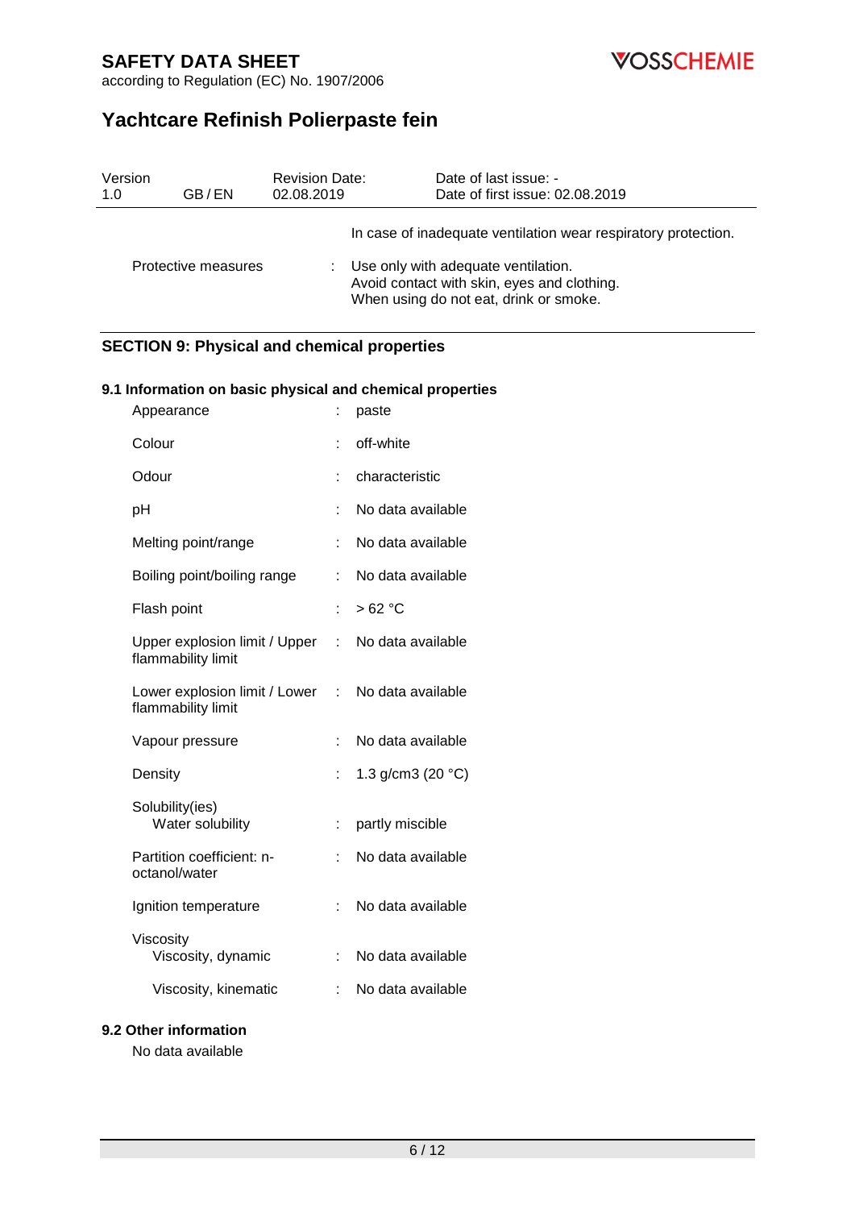| | | |
|---|---|---|
| | | In case of inadequate ventilation wear respiratory protection. |
| Protective measures | : | Use only with adequate ventilation.<br>Avoid contact with skin, eyes and clothing.<br>When using do not eat, drink or smoke. |

## SECTION 9: Physical and chemical properties

### 9.1 Information on basic physical and chemical properties

| | | |
|---|---|---|
| Appearance | : | paste |
| Colour | : | off-white |
| Odour | : | characteristic |
| pH | : | No data available |
| Melting point/range | : | No data available |
| Boiling point/boiling range | : | No data available |
| Flash point | : | > 62 °C |
| Upper explosion limit / Upper flammability limit | : | No data available |
| Lower explosion limit / Lower flammability limit | : | No data available |
| Vapour pressure | : | No data available |
| Density | : | 1.3 g/cm3 (20 °C) |
| Solubility(ies)<br>Water solubility | : | partly miscible |
| Partition coefficient: n-octanol/water | : | No data available |
| Ignition temperature | : | No data available |
| Viscosity<br>Viscosity, dynamic | : | No data available |
| Viscosity, kinematic | : | No data available |

### 9.2 Other information

No data available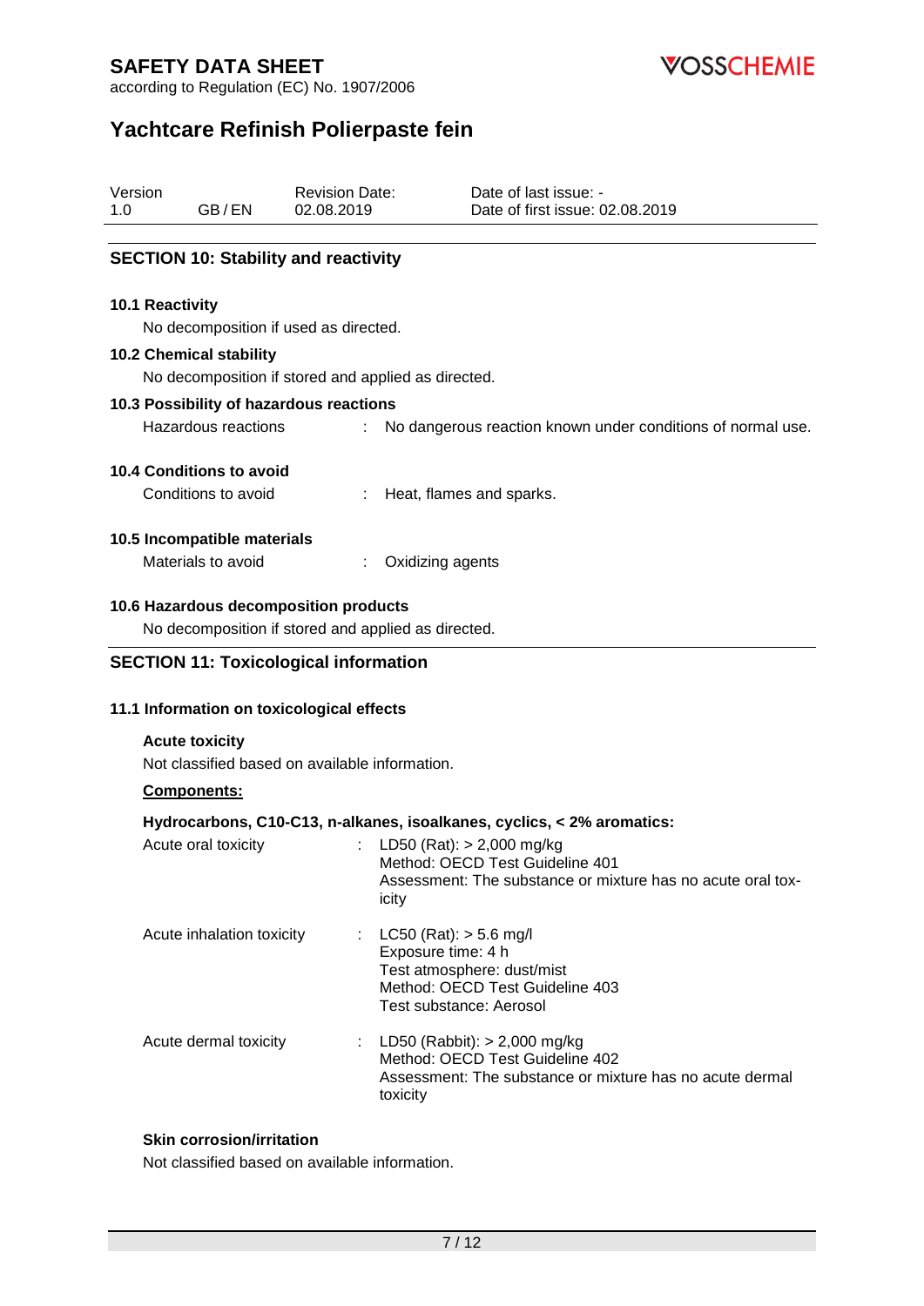## SECTION 10: Stability and reactivity

### 10.1 Reactivity

No decomposition if used as directed.

### 10.2 Chemical stability

No decomposition if stored and applied as directed.

### 10.3 Possibility of hazardous reactions

Hazardous reactions : No dangerous reaction known under conditions of normal use.

### 10.4 Conditions to avoid

Conditions to avoid : Heat, flames and sparks.

### 10.5 Incompatible materials

Materials to avoid : Oxidizing agents

### 10.6 Hazardous decomposition products

No decomposition if stored and applied as directed.

## SECTION 11: Toxicological information

### 11.1 Information on toxicological effects

**Acute toxicity**

Not classified based on available information.

**Components:**

**Hydrocarbons, C10-C13, n-alkanes, isoalkanes, cyclics, < 2% aromatics:**

Acute oral toxicity : LD50 (Rat): > 2,000 mg/kg
Method: OECD Test Guideline 401
Assessment: The substance or mixture has no acute oral toxicity

Acute inhalation toxicity : LC50 (Rat): > 5.6 mg/l
Exposure time: 4 h
Test atmosphere: dust/mist
Method: OECD Test Guideline 403
Test substance: Aerosol

Acute dermal toxicity : LD50 (Rabbit): > 2,000 mg/kg
Method: OECD Test Guideline 402
Assessment: The substance or mixture has no acute dermal toxicity

**Skin corrosion/irritation**

Not classified based on available information.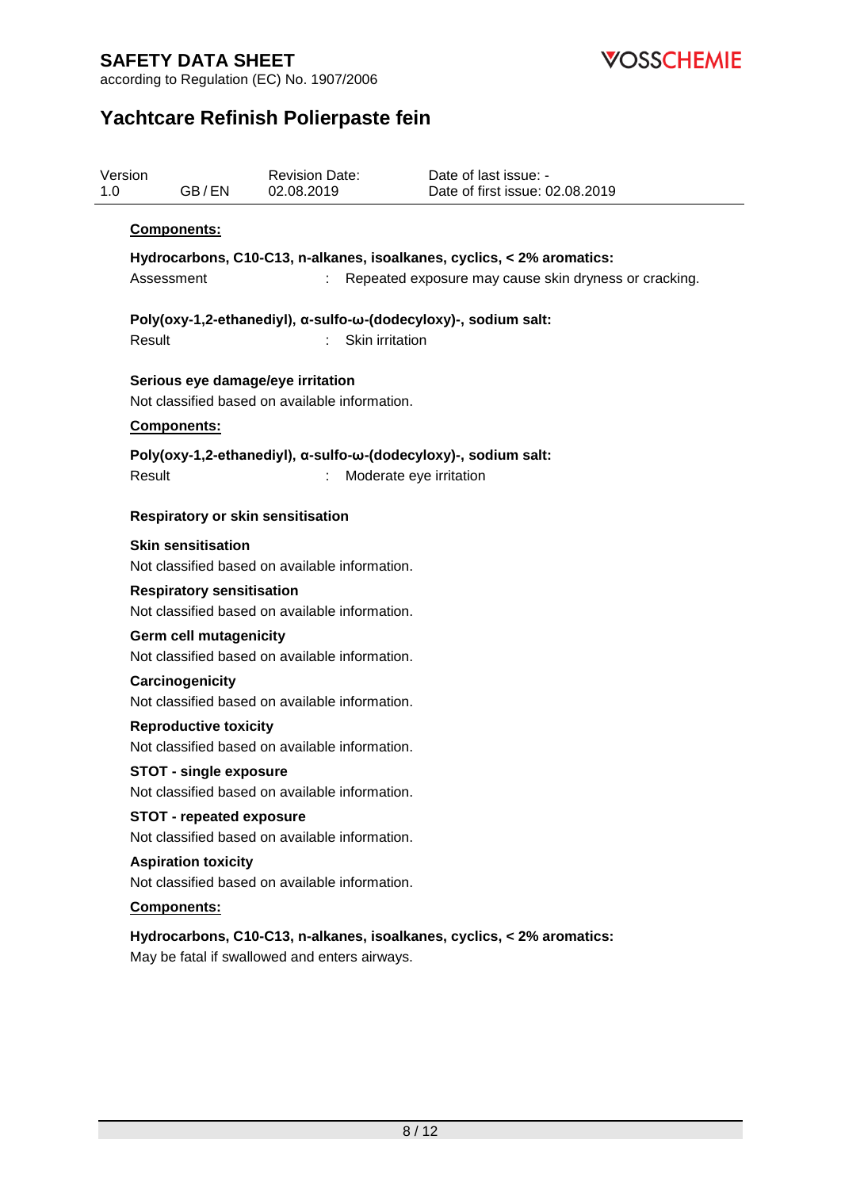**Components:**

**Hydrocarbons, C10-C13, n-alkanes, isoalkanes, cyclics, < 2% aromatics:**

Assessment : Repeated exposure may cause skin dryness or cracking.

**Poly(oxy-1,2-ethanediyl), α-sulfo-ω-(dodecyloxy)-, sodium salt:**

Result : Skin irritation

**Serious eye damage/eye irritation**

Not classified based on available information.

**Components:**

**Poly(oxy-1,2-ethanediyl), α-sulfo-ω-(dodecyloxy)-, sodium salt:**

Result : Moderate eye irritation

**Respiratory or skin sensitisation**

**Skin sensitisation**

Not classified based on available information.

**Respiratory sensitisation**

Not classified based on available information.

**Germ cell mutagenicity**

Not classified based on available information.

**Carcinogenicity**

Not classified based on available information.

**Reproductive toxicity**

Not classified based on available information.

**STOT - single exposure**

Not classified based on available information.

**STOT - repeated exposure**

Not classified based on available information.

**Aspiration toxicity**

Not classified based on available information.

**Components:**

**Hydrocarbons, C10-C13, n-alkanes, isoalkanes, cyclics, < 2% aromatics:**

May be fatal if swallowed and enters airways.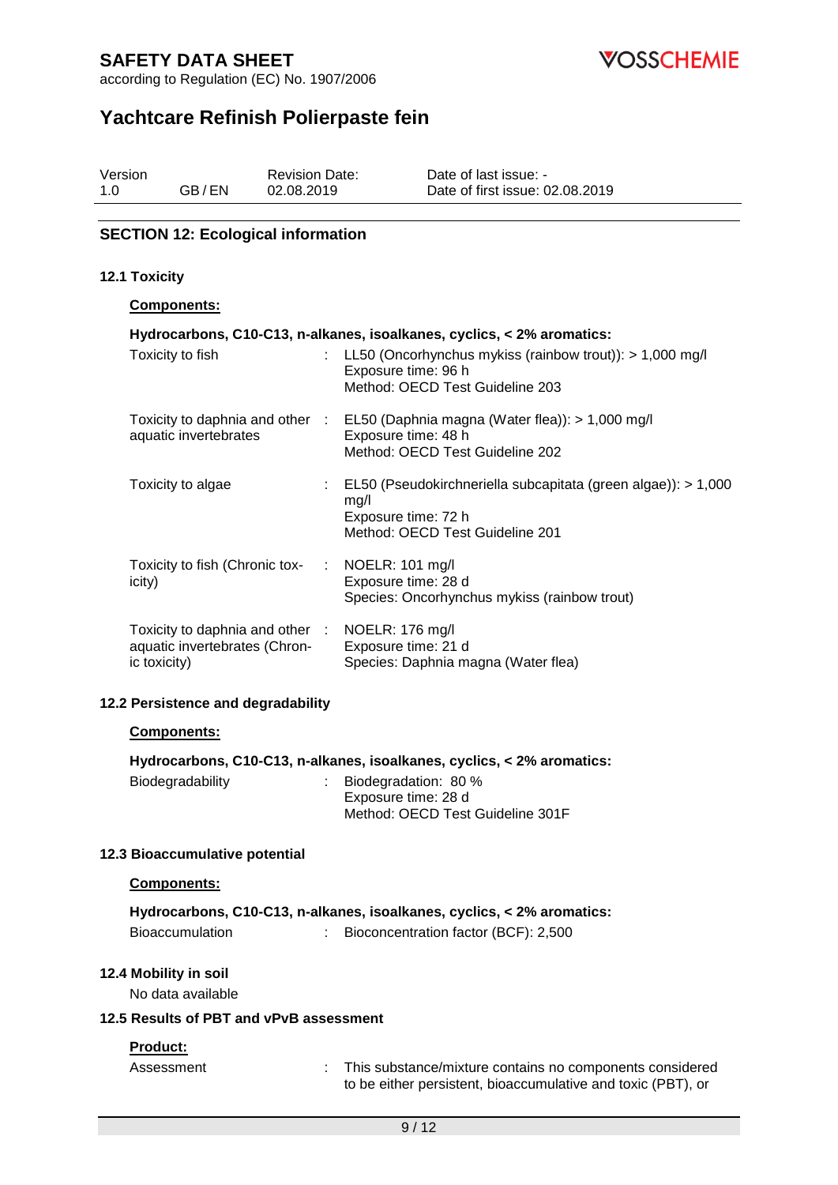# SAFETY DATA SHEET

according to Regulation (EC) No. 1907/2006

## Yachtcare Refinish Polierpaste fein

| Version | | Revision Date: | Date of last issue: - |
|---|---|---|---|
| 1.0 | GB / EN | 02.08.2019 | Date of first issue: 02.08.2019 |

### SECTION 12: Ecological information

#### 12.1 Toxicity

**Components:**

**Hydrocarbons, C10-C13, n-alkanes, isoalkanes, cyclics, < 2% aromatics:**

| | | |
|---|---|---|
| Toxicity to fish | : | LL50 (Oncorhynchus mykiss (rainbow trout)): > 1,000 mg/l<br>Exposure time: 96 h<br>Method: OECD Test Guideline 203 |
| Toxicity to daphnia and other aquatic invertebrates | : | EL50 (Daphnia magna (Water flea)): > 1,000 mg/l<br>Exposure time: 48 h<br>Method: OECD Test Guideline 202 |
| Toxicity to algae | : | EL50 (Pseudokirchneriella subcapitata (green algae)): > 1,000 mg/l<br>Exposure time: 72 h<br>Method: OECD Test Guideline 201 |
| Toxicity to fish (Chronic toxicity) | : | NOELR: 101 mg/l<br>Exposure time: 28 d<br>Species: Oncorhynchus mykiss (rainbow trout) |
| Toxicity to daphnia and other aquatic invertebrates (Chronic toxicity) | : | NOELR: 176 mg/l<br>Exposure time: 21 d<br>Species: Daphnia magna (Water flea) |

#### 12.2 Persistence and degradability

**Components:**

**Hydrocarbons, C10-C13, n-alkanes, isoalkanes, cyclics, < 2% aromatics:**

| | | |
|---|---|---|
| Biodegradability | : | Biodegradation: 80 %<br>Exposure time: 28 d<br>Method: OECD Test Guideline 301F |

#### 12.3 Bioaccumulative potential

**Components:**

**Hydrocarbons, C10-C13, n-alkanes, isoalkanes, cyclics, < 2% aromatics:**

| | | |
|---|---|---|
| Bioaccumulation | : | Bioconcentration factor (BCF): 2,500 |

#### 12.4 Mobility in soil

No data available

#### 12.5 Results of PBT and vPvB assessment

**Product:**

| | | |
|---|---|---|
| Assessment | : | This substance/mixture contains no components considered to be either persistent, bioaccumulative and toxic (PBT), or |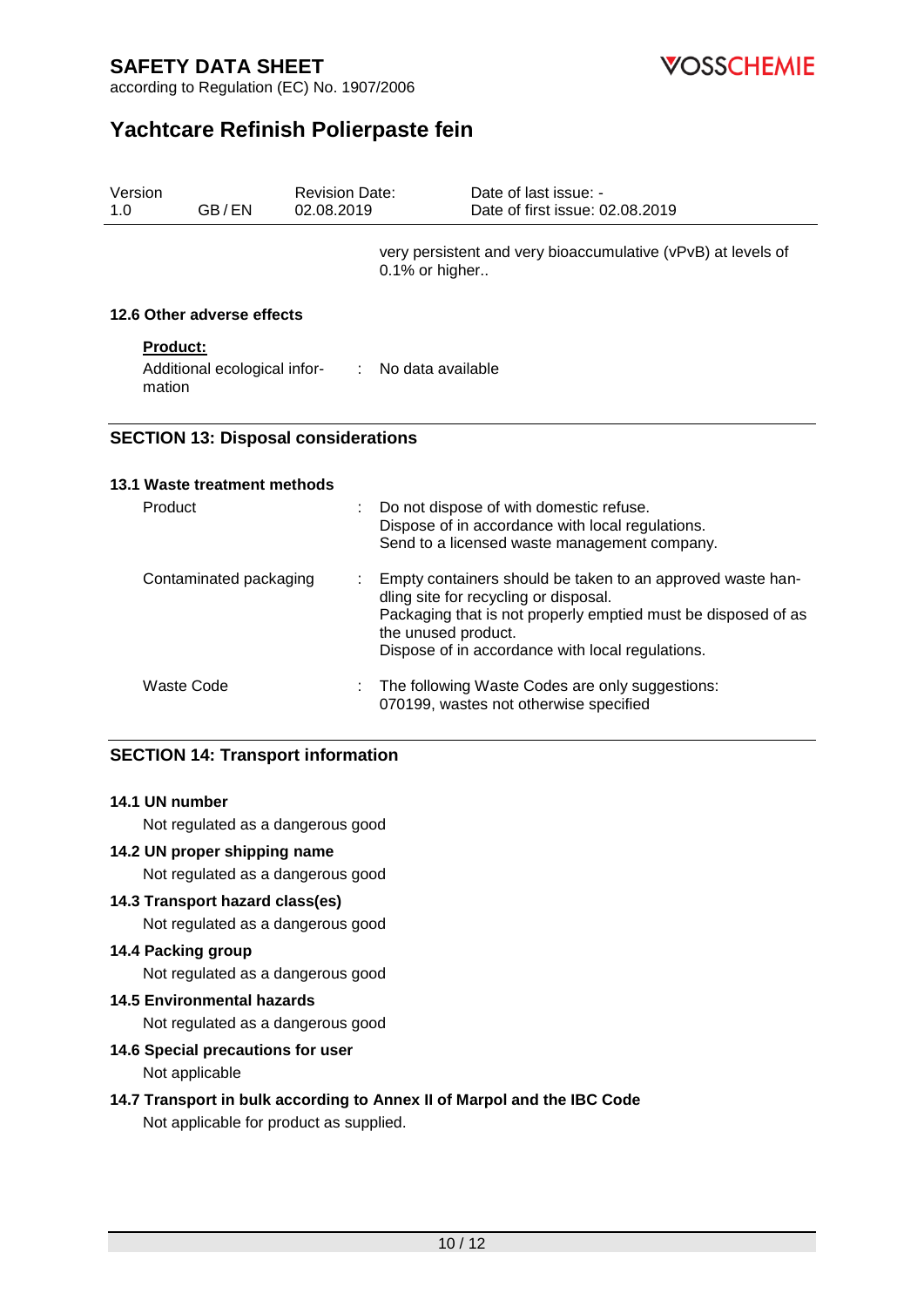very persistent and very bioaccumulative (vPvB) at levels of 0.1% or higher..

### 12.6 Other adverse effects

**Product:**

| | | |
|---|---|---|
| Additional ecological information | : | No data available |

## SECTION 13: Disposal considerations

### 13.1 Waste treatment methods

| | | |
|---|---|---|
| Product | : | Do not dispose of with domestic refuse.<br>Dispose of in accordance with local regulations.<br>Send to a licensed waste management company. |
| Contaminated packaging | : | Empty containers should be taken to an approved waste handling site for recycling or disposal.<br>Packaging that is not properly emptied must be disposed of as the unused product.<br>Dispose of in accordance with local regulations. |
| Waste Code | : | The following Waste Codes are only suggestions:<br>070199, wastes not otherwise specified |

## SECTION 14: Transport information

### 14.1 UN number

Not regulated as a dangerous good

### 14.2 UN proper shipping name

Not regulated as a dangerous good

### 14.3 Transport hazard class(es)

Not regulated as a dangerous good

### 14.4 Packing group

Not regulated as a dangerous good

### 14.5 Environmental hazards

Not regulated as a dangerous good

### 14.6 Special precautions for user

Not applicable

### 14.7 Transport in bulk according to Annex II of Marpol and the IBC Code

Not applicable for product as supplied.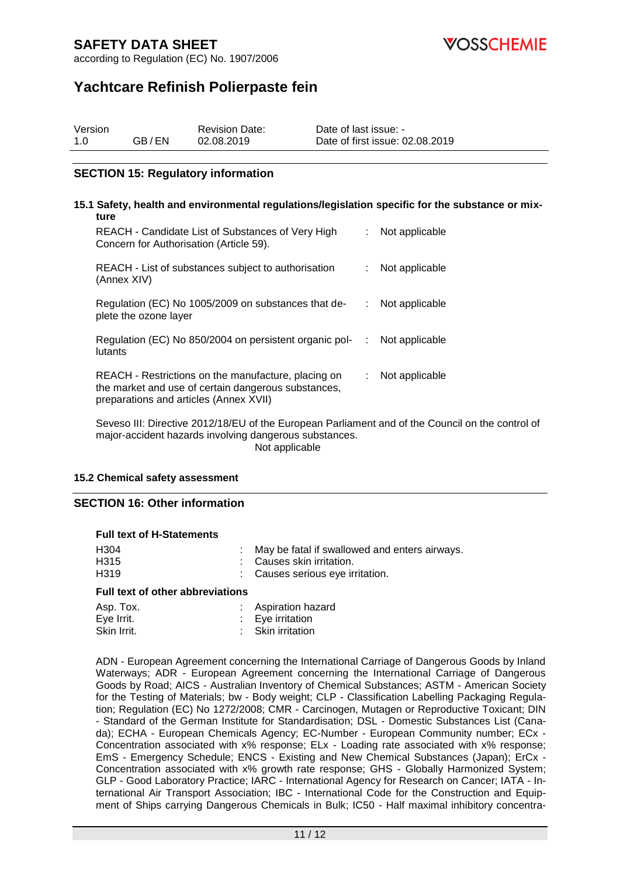# Yachtcare Refinish Polierpaste fein

| Version | | Revision Date: | Date of last issue: - |
|---|---|---|---|
| 1.0 | GB / EN | 02.08.2019 | Date of first issue: 02.08.2019 |

## SECTION 15: Regulatory information

### 15.1 Safety, health and environmental regulations/legislation specific for the substance or mixture

| | | |
|---|---|---|
| REACH - Candidate List of Substances of Very High Concern for Authorisation (Article 59). | : | Not applicable |
| REACH - List of substances subject to authorisation (Annex XIV) | : | Not applicable |
| Regulation (EC) No 1005/2009 on substances that deplete the ozone layer | : | Not applicable |
| Regulation (EC) No 850/2004 on persistent organic pollutants | : | Not applicable |
| REACH - Restrictions on the manufacture, placing on the market and use of certain dangerous substances, preparations and articles (Annex XVII) | : | Not applicable |

Seveso III: Directive 2012/18/EU of the European Parliament and of the Council on the control of major-accident hazards involving dangerous substances.
Not applicable

### 15.2 Chemical safety assessment

## SECTION 16: Other information

**Full text of H-Statements**

| | | |
|---|---|---|
| H304 | : | May be fatal if swallowed and enters airways. |
| H315 | : | Causes skin irritation. |
| H319 | : | Causes serious eye irritation. |

**Full text of other abbreviations**

| | | |
|---|---|---|
| Asp. Tox. | : | Aspiration hazard |
| Eye Irrit. | : | Eye irritation |
| Skin Irrit. | : | Skin irritation |

ADN - European Agreement concerning the International Carriage of Dangerous Goods by Inland Waterways; ADR - European Agreement concerning the International Carriage of Dangerous Goods by Road; AICS - Australian Inventory of Chemical Substances; ASTM - American Society for the Testing of Materials; bw - Body weight; CLP - Classification Labelling Packaging Regulation; Regulation (EC) No 1272/2008; CMR - Carcinogen, Mutagen or Reproductive Toxicant; DIN - Standard of the German Institute for Standardisation; DSL - Domestic Substances List (Canada); ECHA - European Chemicals Agency; EC-Number - European Community number; ECx - Concentration associated with x% response; ELx - Loading rate associated with x% response; EmS - Emergency Schedule; ENCS - Existing and New Chemical Substances (Japan); ErCx - Concentration associated with x% growth rate response; GHS - Globally Harmonized System; GLP - Good Laboratory Practice; IARC - International Agency for Research on Cancer; IATA - International Air Transport Association; IBC - International Code for the Construction and Equipment of Ships carrying Dangerous Chemicals in Bulk; IC50 - Half maximal inhibitory concentra-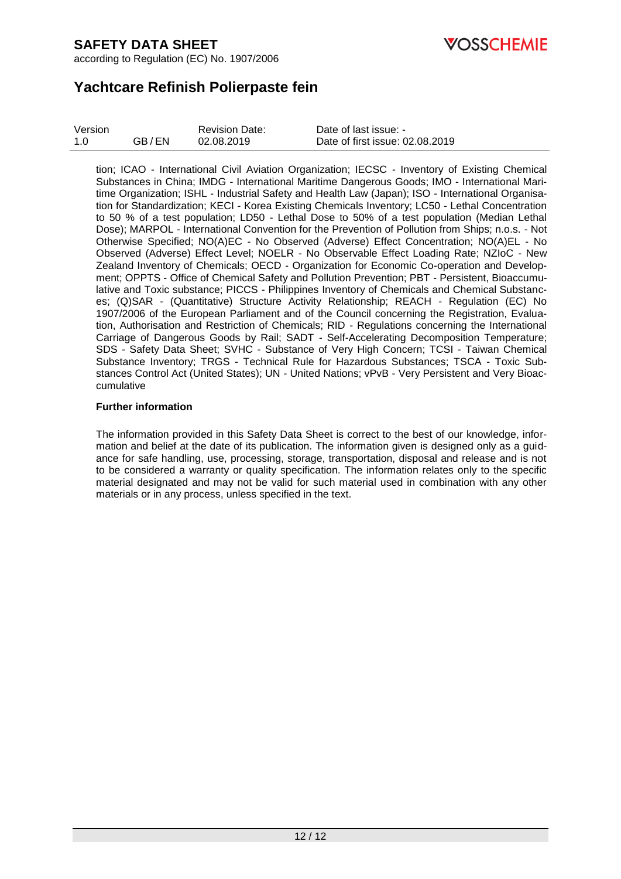tion; ICAO - International Civil Aviation Organization; IECSC - Inventory of Existing Chemical Substances in China; IMDG - International Maritime Dangerous Goods; IMO - International Maritime Organization; ISHL - Industrial Safety and Health Law (Japan); ISO - International Organisation for Standardization; KECI - Korea Existing Chemicals Inventory; LC50 - Lethal Concentration to 50 % of a test population; LD50 - Lethal Dose to 50% of a test population (Median Lethal Dose); MARPOL - International Convention for the Prevention of Pollution from Ships; n.o.s. - Not Otherwise Specified; NO(A)EC - No Observed (Adverse) Effect Concentration; NO(A)EL - No Observed (Adverse) Effect Level; NOELR - No Observable Effect Loading Rate; NZIoC - New Zealand Inventory of Chemicals; OECD - Organization for Economic Co-operation and Development; OPPTS - Office of Chemical Safety and Pollution Prevention; PBT - Persistent, Bioaccumulative and Toxic substance; PICCS - Philippines Inventory of Chemicals and Chemical Substances; (Q)SAR - (Quantitative) Structure Activity Relationship; REACH - Regulation (EC) No 1907/2006 of the European Parliament and of the Council concerning the Registration, Evaluation, Authorisation and Restriction of Chemicals; RID - Regulations concerning the International Carriage of Dangerous Goods by Rail; SADT - Self-Accelerating Decomposition Temperature; SDS - Safety Data Sheet; SVHC - Substance of Very High Concern; TCSI - Taiwan Chemical Substance Inventory; TRGS - Technical Rule for Hazardous Substances; TSCA - Toxic Substances Control Act (United States); UN - United Nations; vPvB - Very Persistent and Very Bioaccumulative

**Further information**

The information provided in this Safety Data Sheet is correct to the best of our knowledge, information and belief at the date of its publication. The information given is designed only as a guidance for safe handling, use, processing, storage, transportation, disposal and release and is not to be considered a warranty or quality specification. The information relates only to the specific material designated and may not be valid for such material used in combination with any other materials or in any process, unless specified in the text.